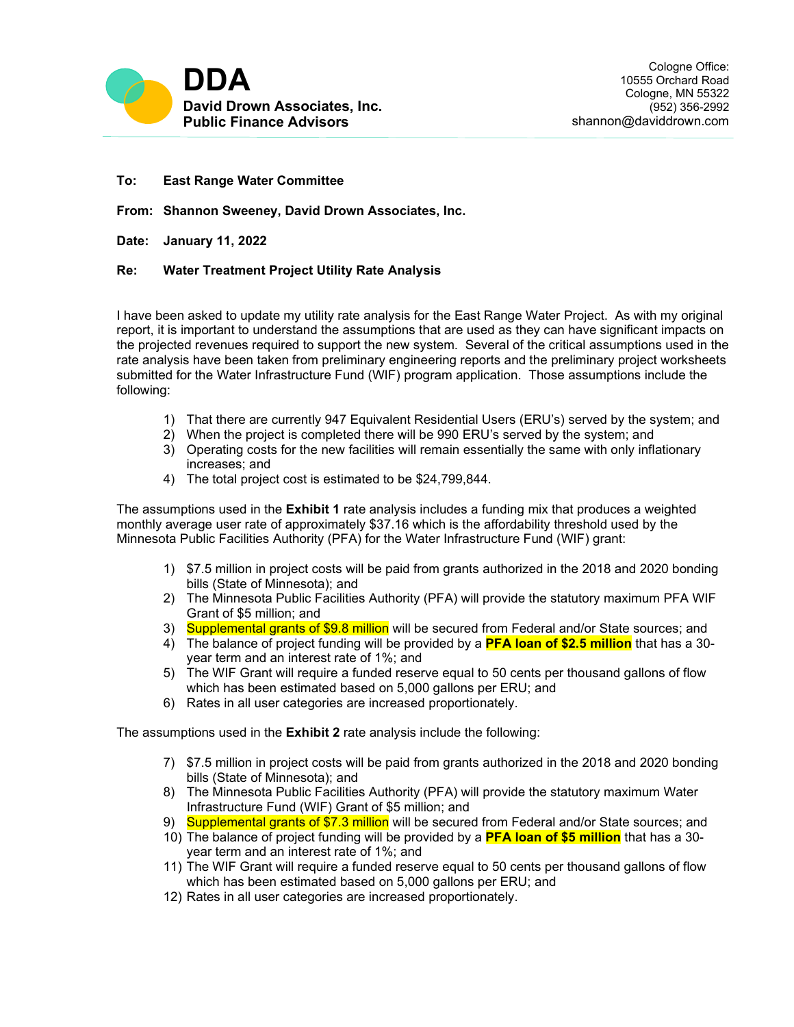**DDA**
**David Drown Associates, Inc.**
**Public Finance Advisors**

Cologne Office:
10555 Orchard Road
Cologne, MN 55322
(952) 356-2992
shannon@daviddrown.com

**To:** **East Range Water Committee**

**From:** **Shannon Sweeney, David Drown Associates, Inc.**

**Date:** **January 11, 2022**

**Re:** **Water Treatment Project Utility Rate Analysis**

I have been asked to update my utility rate analysis for the East Range Water Project. As with my original report, it is important to understand the assumptions that are used as they can have significant impacts on the projected revenues required to support the new system. Several of the critical assumptions used in the rate analysis have been taken from preliminary engineering reports and the preliminary project worksheets submitted for the Water Infrastructure Fund (WIF) program application. Those assumptions include the following:

1) That there are currently 947 Equivalent Residential Users (ERU's) served by the system; and
2) When the project is completed there will be 990 ERU's served by the system; and
3) Operating costs for the new facilities will remain essentially the same with only inflationary increases; and
4) The total project cost is estimated to be $24,799,844.

The assumptions used in the **Exhibit 1** rate analysis includes a funding mix that produces a weighted monthly average user rate of approximately $37.16 which is the affordability threshold used by the Minnesota Public Facilities Authority (PFA) for the Water Infrastructure Fund (WIF) grant:

1) $7.5 million in project costs will be paid from grants authorized in the 2018 and 2020 bonding bills (State of Minnesota); and
2) The Minnesota Public Facilities Authority (PFA) will provide the statutory maximum PFA WIF Grant of $5 million; and
3) Supplemental grants of $9.8 million will be secured from Federal and/or State sources; and
4) The balance of project funding will be provided by a **PFA loan of $2.5 million** that has a 30-year term and an interest rate of 1%; and
5) The WIF Grant will require a funded reserve equal to 50 cents per thousand gallons of flow which has been estimated based on 5,000 gallons per ERU; and
6) Rates in all user categories are increased proportionately.

The assumptions used in the **Exhibit 2** rate analysis include the following:

7) $7.5 million in project costs will be paid from grants authorized in the 2018 and 2020 bonding bills (State of Minnesota); and
8) The Minnesota Public Facilities Authority (PFA) will provide the statutory maximum Water Infrastructure Fund (WIF) Grant of $5 million; and
9) Supplemental grants of $7.3 million will be secured from Federal and/or State sources; and
10) The balance of project funding will be provided by a **PFA loan of $5 million** that has a 30-year term and an interest rate of 1%; and
11) The WIF Grant will require a funded reserve equal to 50 cents per thousand gallons of flow which has been estimated based on 5,000 gallons per ERU; and
12) Rates in all user categories are increased proportionately.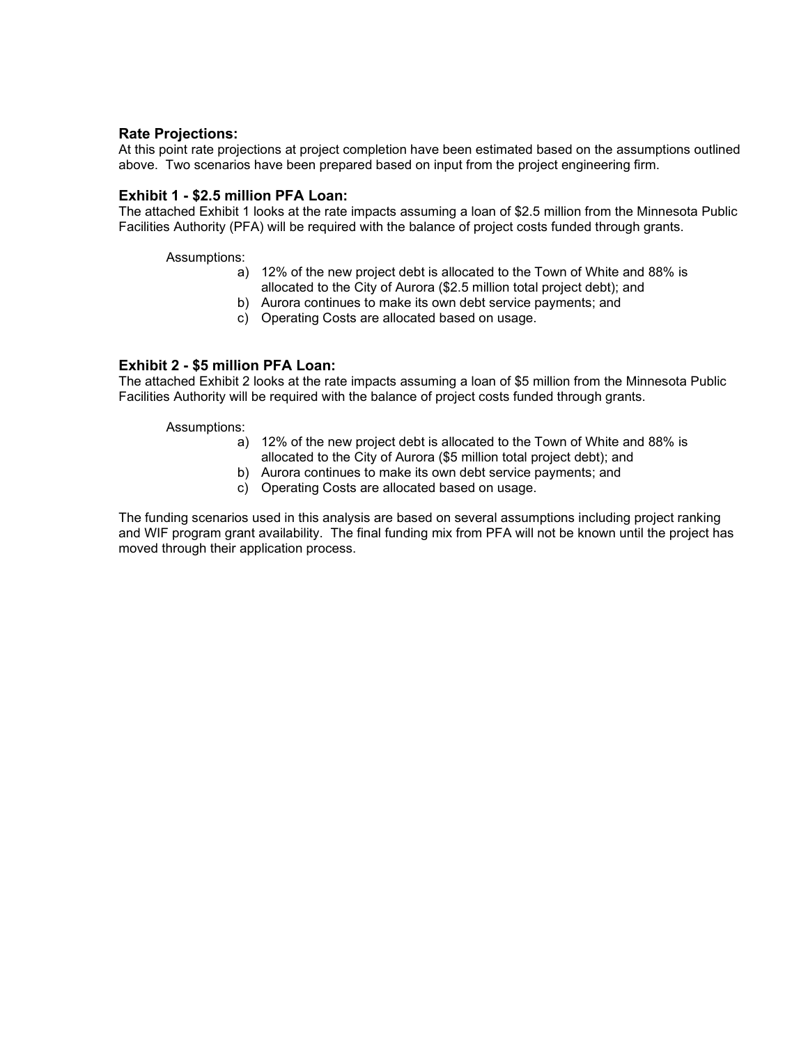### Rate Projections:

At this point rate projections at project completion have been estimated based on the assumptions outlined above. Two scenarios have been prepared based on input from the project engineering firm.

### Exhibit 1 - $2.5 million PFA Loan:

The attached Exhibit 1 looks at the rate impacts assuming a loan of $2.5 million from the Minnesota Public Facilities Authority (PFA) will be required with the balance of project costs funded through grants.

Assumptions:

a) 12% of the new project debt is allocated to the Town of White and 88% is allocated to the City of Aurora ($2.5 million total project debt); and
b) Aurora continues to make its own debt service payments; and
c) Operating Costs are allocated based on usage.

### Exhibit 2 - $5 million PFA Loan:

The attached Exhibit 2 looks at the rate impacts assuming a loan of $5 million from the Minnesota Public Facilities Authority will be required with the balance of project costs funded through grants.

Assumptions:

a) 12% of the new project debt is allocated to the Town of White and 88% is allocated to the City of Aurora ($5 million total project debt); and
b) Aurora continues to make its own debt service payments; and
c) Operating Costs are allocated based on usage.

The funding scenarios used in this analysis are based on several assumptions including project ranking and WIF program grant availability. The final funding mix from PFA will not be known until the project has moved through their application process.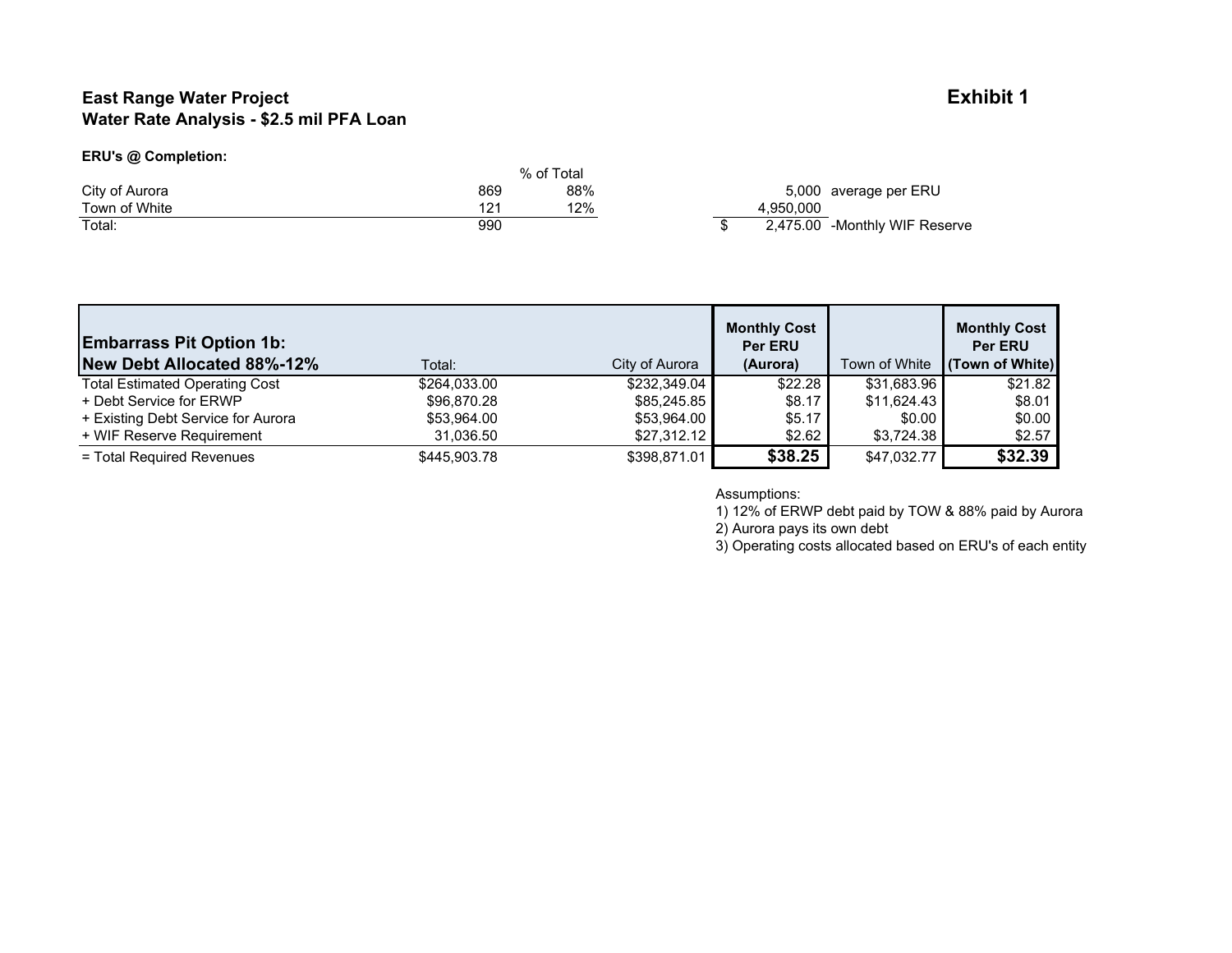**East Range Water Project**

**Water Rate Analysis - $2.5 mil PFA Loan**

# Exhibit 1

**ERU's @ Completion:**

| | | % of Total | | |
|---|---|---|---|---|
| City of Aurora | 869 | 88% | 5,000 | average per ERU |
| Town of White | 121 | 12% | 4,950,000 | |
| Total: | 990 | | $ 2,475.00 | -Monthly WIF Reserve |

| **Embarrass Pit Option 1b: New Debt Allocated 88%-12%** | Total: | City of Aurora | **Monthly Cost Per ERU (Aurora)** | Town of White | **Monthly Cost Per ERU (Town of White)** |
|---|---|---|---|---|---|
| Total Estimated Operating Cost | $264,033.00 | $232,349.04 | $22.28 | $31,683.96 | $21.82 |
| + Debt Service for ERWP | $96,870.28 | $85,245.85 | $8.17 | $11,624.43 | $8.01 |
| + Existing Debt Service for Aurora | $53,964.00 | $53,964.00 | $5.17 | $0.00 | $0.00 |
| + WIF Reserve Requirement | 31,036.50 | $27,312.12 | $2.62 | $3,724.38 | $2.57 |
| = Total Required Revenues | $445,903.78 | $398,871.01 | **$38.25** | $47,032.77 | **$32.39** |

Assumptions:

1) 12% of ERWP debt paid by TOW & 88% paid by Aurora
2) Aurora pays its own debt
3) Operating costs allocated based on ERU's of each entity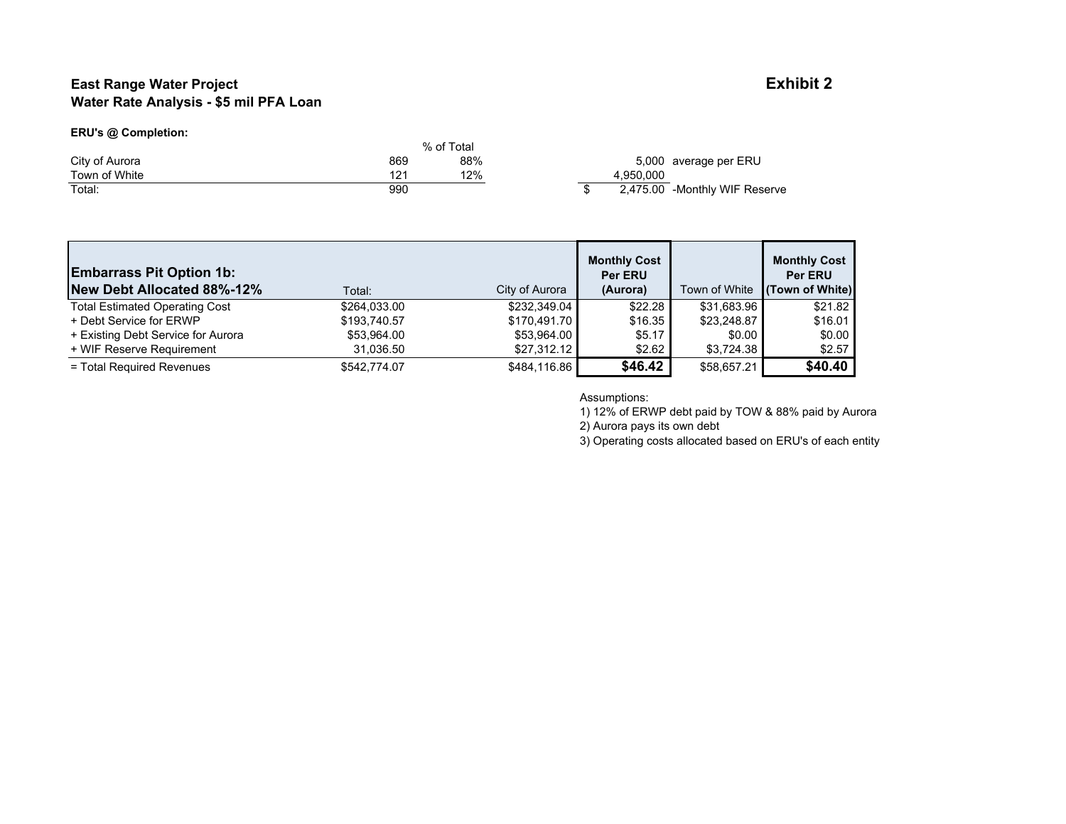**East Range Water Project**
**Water Rate Analysis - $5 mil PFA Loan**

# Exhibit 2

**ERU's @ Completion:**

| | | % of Total |
|---|---|---|
| City of Aurora | 869 | 88% |
| Town of White | 121 | 12% |
| Total: | 990 | |

| | | |
|---|---|---|
| | 5,000 | average per ERU |
| | 4,950,000 | |
| $ | 2,475.00 | -Monthly WIF Reserve |

| **Embarrass Pit Option 1b: New Debt Allocated 88%-12%** | Total: | City of Aurora | **Monthly Cost Per ERU (Aurora)** | Town of White | **Monthly Cost Per ERU (Town of White)** |
|---|---|---|---|---|---|
| Total Estimated Operating Cost | $264,033.00 | $232,349.04 | $22.28 | $31,683.96 | $21.82 |
| + Debt Service for ERWP | $193,740.57 | $170,491.70 | $16.35 | $23,248.87 | $16.01 |
| + Existing Debt Service for Aurora | $53,964.00 | $53,964.00 | $5.17 | $0.00 | $0.00 |
| + WIF Reserve Requirement | 31,036.50 | $27,312.12 | $2.62 | $3,724.38 | $2.57 |
| = Total Required Revenues | $542,774.07 | $484,116.86 | **$46.42** | $58,657.21 | **$40.40** |

Assumptions:
1) 12% of ERWP debt paid by TOW & 88% paid by Aurora
2) Aurora pays its own debt
3) Operating costs allocated based on ERU's of each entity